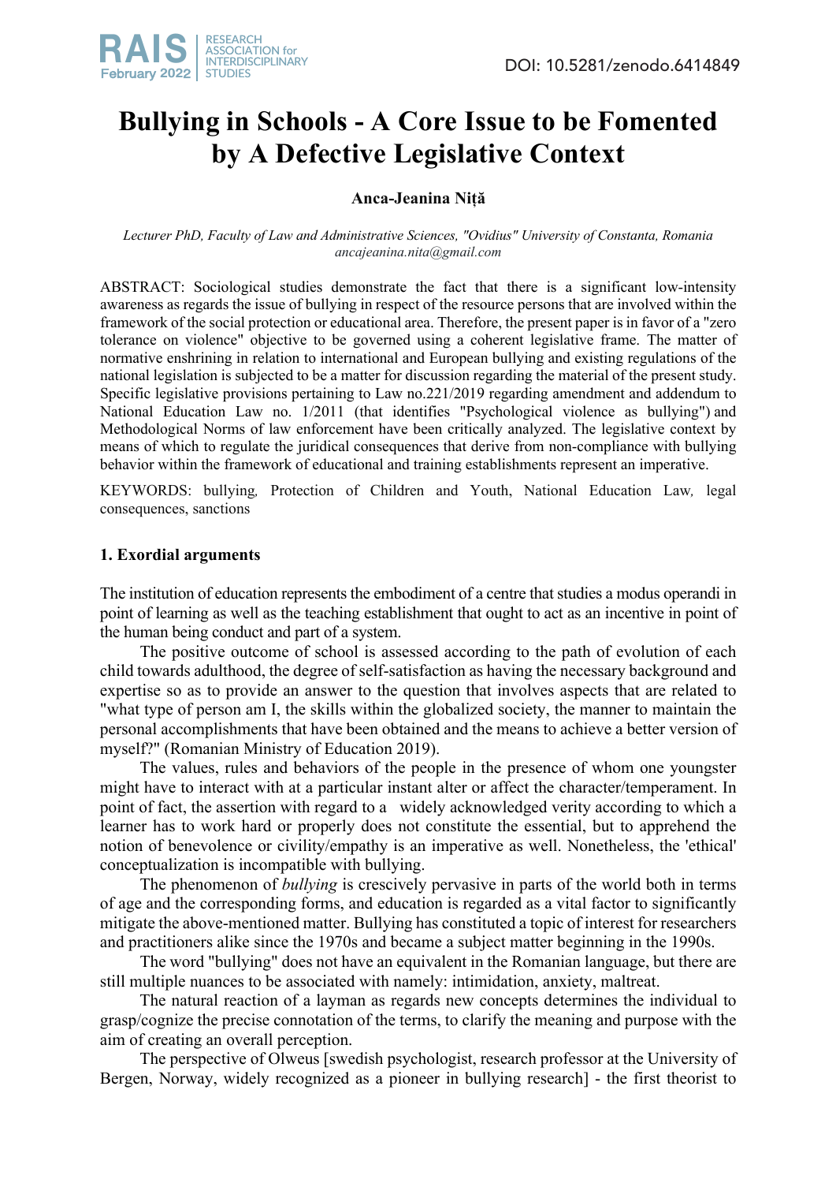DOI: 10.5281/zenodo.6414849

# Bullying in Schools - A Core Issue to be Fomented by A Defective Legislative Context

**Anca-Jeanina Niță**

*Lecturer PhD, Faculty of Law and Administrative Sciences, "Ovidius" University of Constanta, Romania*
*ancajeanina.nita@gmail.com*

ABSTRACT: Sociological studies demonstrate the fact that there is a significant low-intensity awareness as regards the issue of bullying in respect of the resource persons that are involved within the framework of the social protection or educational area. Therefore, the present paper is in favor of a "zero tolerance on violence" objective to be governed using a coherent legislative frame. The matter of normative enshrining in relation to international and European bullying and existing regulations of the national legislation is subjected to be a matter for discussion regarding the material of the present study. Specific legislative provisions pertaining to Law no.221/2019 regarding amendment and addendum to National Education Law no. 1/2011 (that identifies "Psychological violence as bullying") and Methodological Norms of law enforcement have been critically analyzed. The legislative context by means of which to regulate the juridical consequences that derive from non-compliance with bullying behavior within the framework of educational and training establishments represent an imperative.

KEYWORDS: bullying, Protection of Children and Youth, National Education Law, legal consequences, sanctions

## 1. Exordial arguments

The institution of education represents the embodiment of a centre that studies a modus operandi in point of learning as well as the teaching establishment that ought to act as an incentive in point of the human being conduct and part of a system.

The positive outcome of school is assessed according to the path of evolution of each child towards adulthood, the degree of self-satisfaction as having the necessary background and expertise so as to provide an answer to the question that involves aspects that are related to "what type of person am I, the skills within the globalized society, the manner to maintain the personal accomplishments that have been obtained and the means to achieve a better version of myself?" (Romanian Ministry of Education 2019).

The values, rules and behaviors of the people in the presence of whom one youngster might have to interact with at a particular instant alter or affect the character/temperament. In point of fact, the assertion with regard to a widely acknowledged verity according to which a learner has to work hard or properly does not constitute the essential, but to apprehend the notion of benevolence or civility/empathy is an imperative as well. Nonetheless, the 'ethical' conceptualization is incompatible with bullying.

The phenomenon of *bullying* is crescively pervasive in parts of the world both in terms of age and the corresponding forms, and education is regarded as a vital factor to significantly mitigate the above-mentioned matter. Bullying has constituted a topic of interest for researchers and practitioners alike since the 1970s and became a subject matter beginning in the 1990s.

The word "bullying" does not have an equivalent in the Romanian language, but there are still multiple nuances to be associated with namely: intimidation, anxiety, maltreat.

The natural reaction of a layman as regards new concepts determines the individual to grasp/cognize the precise connotation of the terms, to clarify the meaning and purpose with the aim of creating an overall perception.

The perspective of Olweus [swedish psychologist, research professor at the University of Bergen, Norway, widely recognized as a pioneer in bullying research] - the first theorist to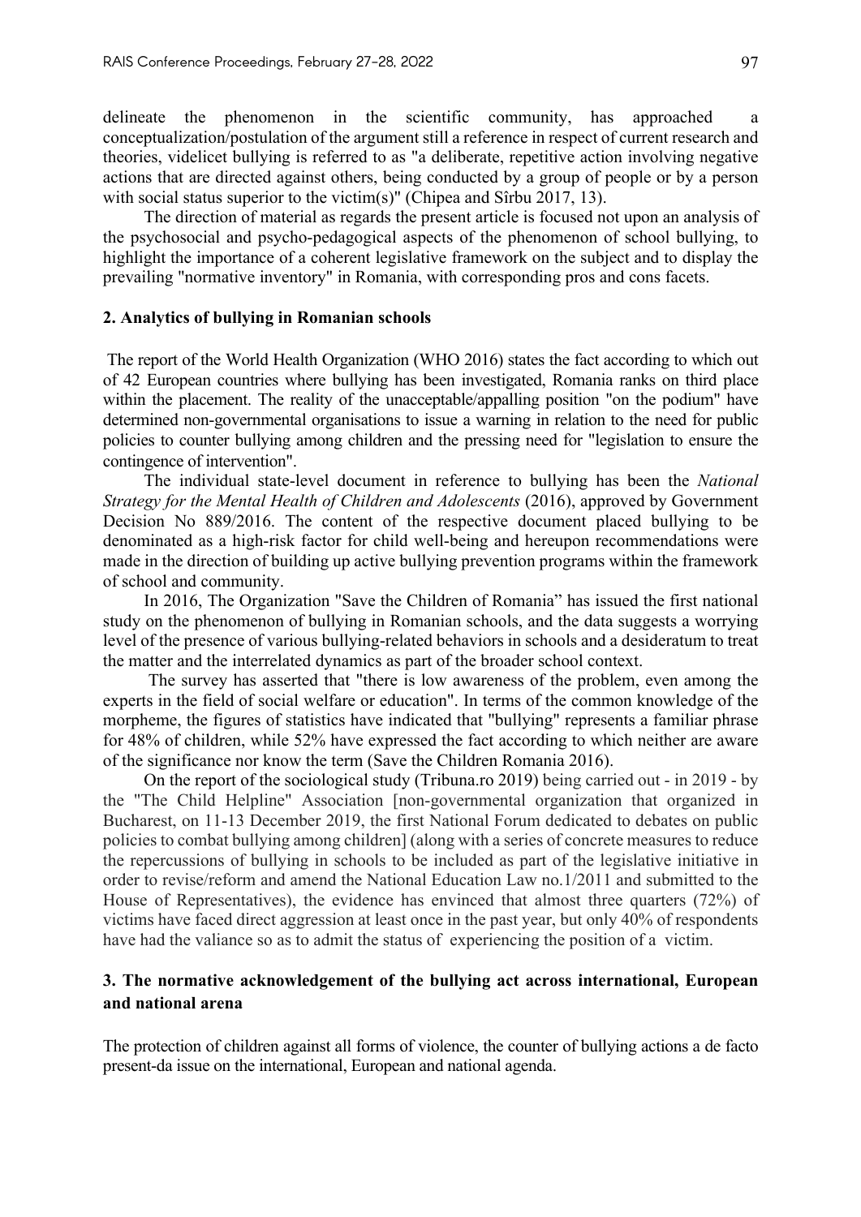delineate the phenomenon in the scientific community, has approached a conceptualization/postulation of the argument still a reference in respect of current research and theories, videlicet bullying is referred to as "a deliberate, repetitive action involving negative actions that are directed against others, being conducted by a group of people or by a person with social status superior to the victim(s)" (Chipea and Sîrbu 2017, 13).

The direction of material as regards the present article is focused not upon an analysis of the psychosocial and psycho-pedagogical aspects of the phenomenon of school bullying, to highlight the importance of a coherent legislative framework on the subject and to display the prevailing "normative inventory" in Romania, with corresponding pros and cons facets.

## 2. Analytics of bullying in Romanian schools

The report of the World Health Organization (WHO 2016) states the fact according to which out of 42 European countries where bullying has been investigated, Romania ranks on third place within the placement. The reality of the unacceptable/appalling position "on the podium" have determined non-governmental organisations to issue a warning in relation to the need for public policies to counter bullying among children and the pressing need for "legislation to ensure the contingence of intervention".

The individual state-level document in reference to bullying has been the *National Strategy for the Mental Health of Children and Adolescents* (2016), approved by Government Decision No 889/2016. The content of the respective document placed bullying to be denominated as a high-risk factor for child well-being and hereupon recommendations were made in the direction of building up active bullying prevention programs within the framework of school and community.

In 2016, The Organization "Save the Children of Romania" has issued the first national study on the phenomenon of bullying in Romanian schools, and the data suggests a worrying level of the presence of various bullying-related behaviors in schools and a desideratum to treat the matter and the interrelated dynamics as part of the broader school context.

The survey has asserted that "there is low awareness of the problem, even among the experts in the field of social welfare or education". In terms of the common knowledge of the morpheme, the figures of statistics have indicated that "bullying" represents a familiar phrase for 48% of children, while 52% have expressed the fact according to which neither are aware of the significance nor know the term (Save the Children Romania 2016).

On the report of the sociological study (Tribuna.ro 2019) being carried out - in 2019 - by the "The Child Helpline" Association [non-governmental organization that organized in Bucharest, on 11-13 December 2019, the first National Forum dedicated to debates on public policies to combat bullying among children] (along with a series of concrete measures to reduce the repercussions of bullying in schools to be included as part of the legislative initiative in order to revise/reform and amend the National Education Law no.1/2011 and submitted to the House of Representatives), the evidence has envinced that almost three quarters (72%) of victims have faced direct aggression at least once in the past year, but only 40% of respondents have had the valiance so as to admit the status of experiencing the position of a victim.

## 3. The normative acknowledgement of the bullying act across international, European and national arena

The protection of children against all forms of violence, the counter of bullying actions a de facto present-da issue on the international, European and national agenda.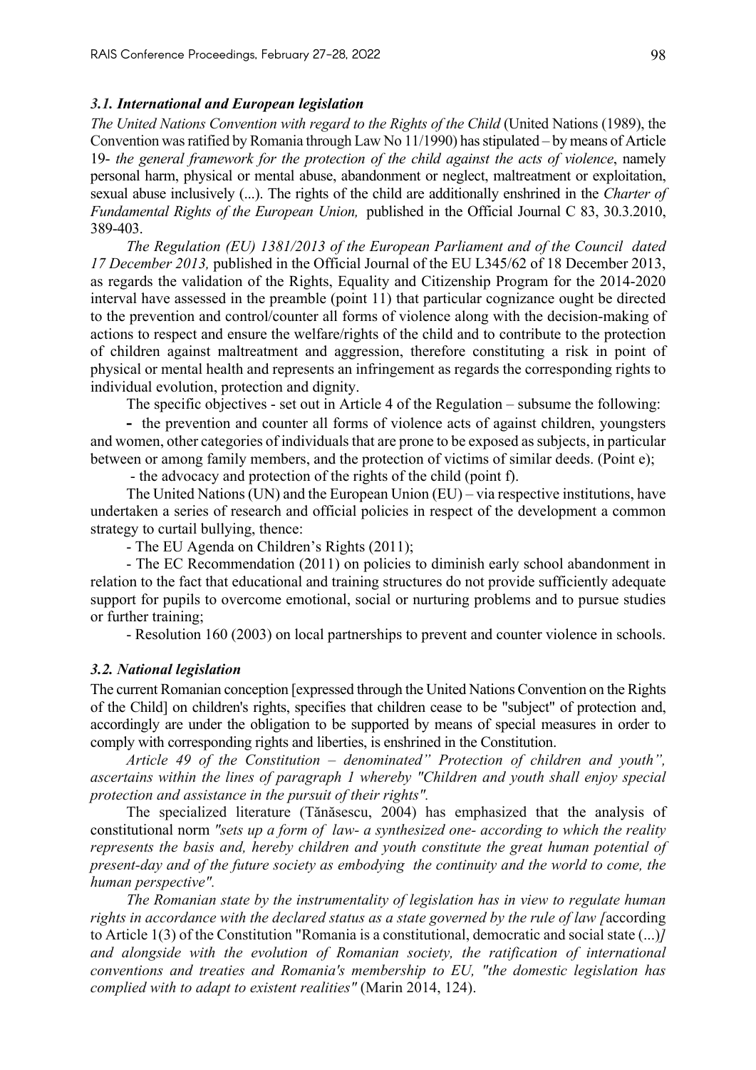### *3.1. International and European legislation*

*The United Nations Convention with regard to the Rights of the Child* (United Nations (1989), the Convention was ratified by Romania through Law No 11/1990) has stipulated – by means of Article 19- *the general framework for the protection of the child against the acts of violence*, namely personal harm, physical or mental abuse, abandonment or neglect, maltreatment or exploitation, sexual abuse inclusively (...). The rights of the child are additionally enshrined in the *Charter of Fundamental Rights of the European Union,* published in the Official Journal C 83, 30.3.2010, 389-403.

*The Regulation (EU) 1381/2013 of the European Parliament and of the Council dated 17 December 2013,* published in the Official Journal of the EU L345/62 of 18 December 2013, as regards the validation of the Rights, Equality and Citizenship Program for the 2014-2020 interval have assessed in the preamble (point 11) that particular cognizance ought be directed to the prevention and control/counter all forms of violence along with the decision-making of actions to respect and ensure the welfare/rights of the child and to contribute to the protection of children against maltreatment and aggression, therefore constituting a risk in point of physical or mental health and represents an infringement as regards the corresponding rights to individual evolution, protection and dignity.

The specific objectives - set out in Article 4 of the Regulation – subsume the following:

- the prevention and counter all forms of violence acts of against children, youngsters and women, other categories of individuals that are prone to be exposed as subjects, in particular between or among family members, and the protection of victims of similar deeds. (Point e);
- the advocacy and protection of the rights of the child (point f).

The United Nations (UN) and the European Union (EU) – via respective institutions, have undertaken a series of research and official policies in respect of the development a common strategy to curtail bullying, thence:

- The EU Agenda on Children's Rights (2011);
- The EC Recommendation (2011) on policies to diminish early school abandonment in relation to the fact that educational and training structures do not provide sufficiently adequate support for pupils to overcome emotional, social or nurturing problems and to pursue studies or further training;
- Resolution 160 (2003) on local partnerships to prevent and counter violence in schools.

### *3.2. National legislation*

The current Romanian conception [expressed through the United Nations Convention on the Rights of the Child] on children's rights, specifies that children cease to be "subject" of protection and, accordingly are under the obligation to be supported by means of special measures in order to comply with corresponding rights and liberties, is enshrined in the Constitution.

*Article 49 of the Constitution – denominated" Protection of children and youth", ascertains within the lines of paragraph 1 whereby "Children and youth shall enjoy special protection and assistance in the pursuit of their rights".*

The specialized literature (Tănăsescu, 2004) has emphasized that the analysis of constitutional norm *"sets up a form of law- a synthesized one- according to which the reality represents the basis and, hereby children and youth constitute the great human potential of present-day and of the future society as embodying the continuity and the world to come, the human perspective".*

*The Romanian state by the instrumentality of legislation has in view to regulate human rights in accordance with the declared status as a state governed by the rule of law [*according to Article 1(3) of the Constitution "Romania is a constitutional, democratic and social state (...)*] and alongside with the evolution of Romanian society, the ratification of international conventions and treaties and Romania's membership to EU, "the domestic legislation has complied with to adapt to existent realities"* (Marin 2014, 124).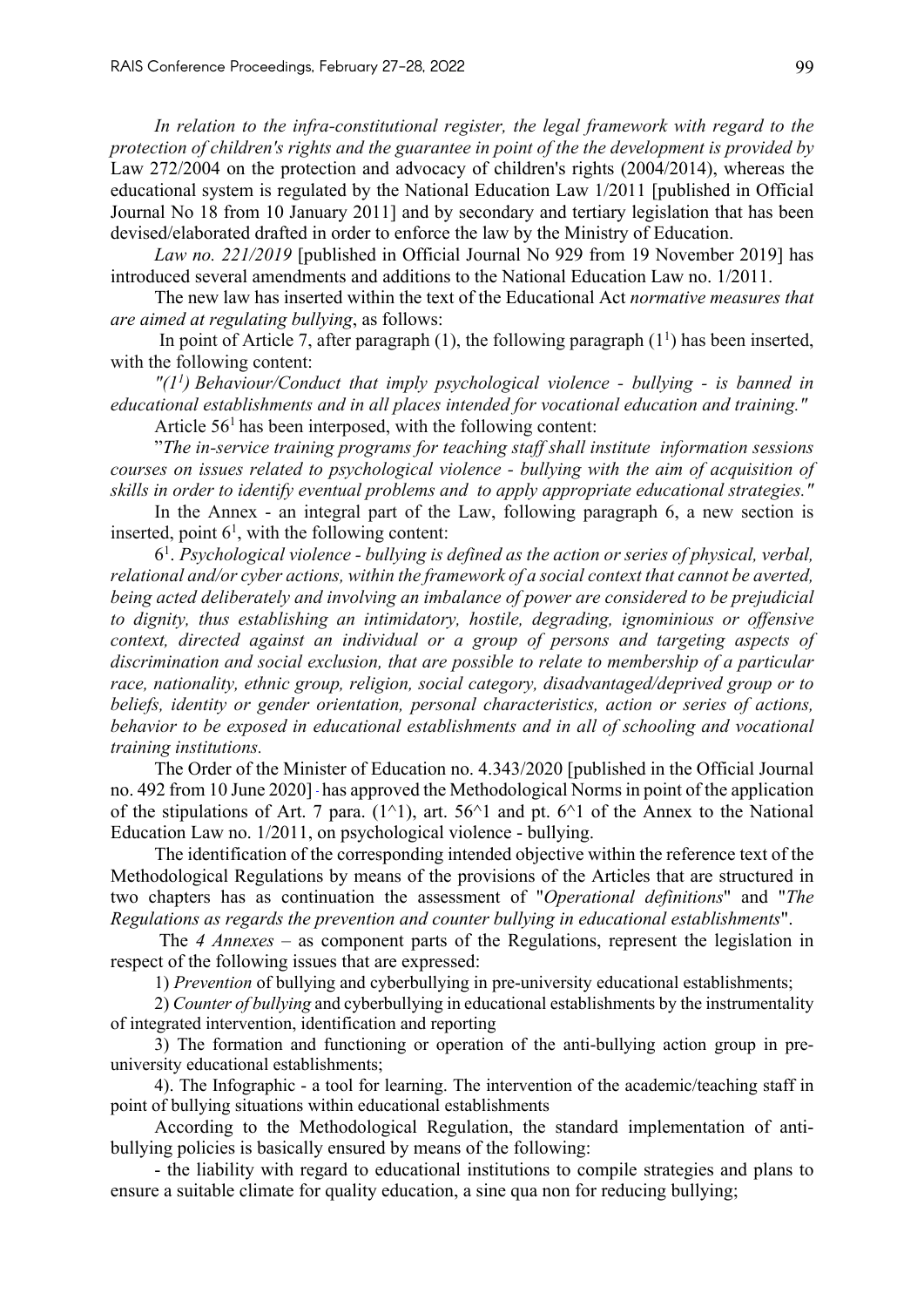*In relation to the infra-constitutional register, the legal framework with regard to the protection of children's rights and the guarantee in point of the the development is provided by* Law 272/2004 on the protection and advocacy of children's rights (2004/2014), whereas the educational system is regulated by the National Education Law 1/2011 [published in Official Journal No 18 from 10 January 2011] and by secondary and tertiary legislation that has been devised/elaborated drafted in order to enforce the law by the Ministry of Education.

*Law no. 221/2019* [published in Official Journal No 929 from 19 November 2019] has introduced several amendments and additions to the National Education Law no. 1/2011.

The new law has inserted within the text of the Educational Act *normative measures that are aimed at regulating bullying*, as follows:

In point of Article 7, after paragraph (1), the following paragraph ($1^1$) has been inserted, with the following content:

*"($1^1$) Behaviour/Conduct that imply psychological violence - bullying - is banned in educational establishments and in all places intended for vocational education and training."*

Article $56^1$ has been interposed, with the following content:

"*The in-service training programs for teaching staff shall institute information sessions courses on issues related to psychological violence - bullying with the aim of acquisition of skills in order to identify eventual problems and to apply appropriate educational strategies."*

In the Annex - an integral part of the Law, following paragraph 6, a new section is inserted, point $6^1$, with the following content:

$6^1$. *Psychological violence - bullying is defined as the action or series of physical, verbal, relational and/or cyber actions, within the framework of a social context that cannot be averted, being acted deliberately and involving an imbalance of power are considered to be prejudicial to dignity, thus establishing an intimidatory, hostile, degrading, ignominious or offensive context, directed against an individual or a group of persons and targeting aspects of discrimination and social exclusion, that are possible to relate to membership of a particular race, nationality, ethnic group, religion, social category, disadvantaged/deprived group or to beliefs, identity or gender orientation, personal characteristics, action or series of actions, behavior to be exposed in educational establishments and in all of schooling and vocational training institutions.*

The Order of the Minister of Education no. 4.343/2020 [published in the Official Journal no. 492 from 10 June 2020] - has approved the Methodological Norms in point of the application of the stipulations of Art. 7 para. (1^1), art. 56^1 and pt. 6^1 of the Annex to the National Education Law no. 1/2011, on psychological violence - bullying.

The identification of the corresponding intended objective within the reference text of the Methodological Regulations by means of the provisions of the Articles that are structured in two chapters has as continuation the assessment of "*Operational definitions*" and "*The Regulations as regards the prevention and counter bullying in educational establishments*".

The *4 Annexes* – as component parts of the Regulations, represent the legislation in respect of the following issues that are expressed:

1) *Prevention* of bullying and cyberbullying in pre-university educational establishments;

2) *Counter of bullying* and cyberbullying in educational establishments by the instrumentality of integrated intervention, identification and reporting

3) The formation and functioning or operation of the anti-bullying action group in pre-university educational establishments;

4). The Infographic - a tool for learning. The intervention of the academic/teaching staff in point of bullying situations within educational establishments

According to the Methodological Regulation, the standard implementation of anti-bullying policies is basically ensured by means of the following:

- the liability with regard to educational institutions to compile strategies and plans to ensure a suitable climate for quality education, a sine qua non for reducing bullying;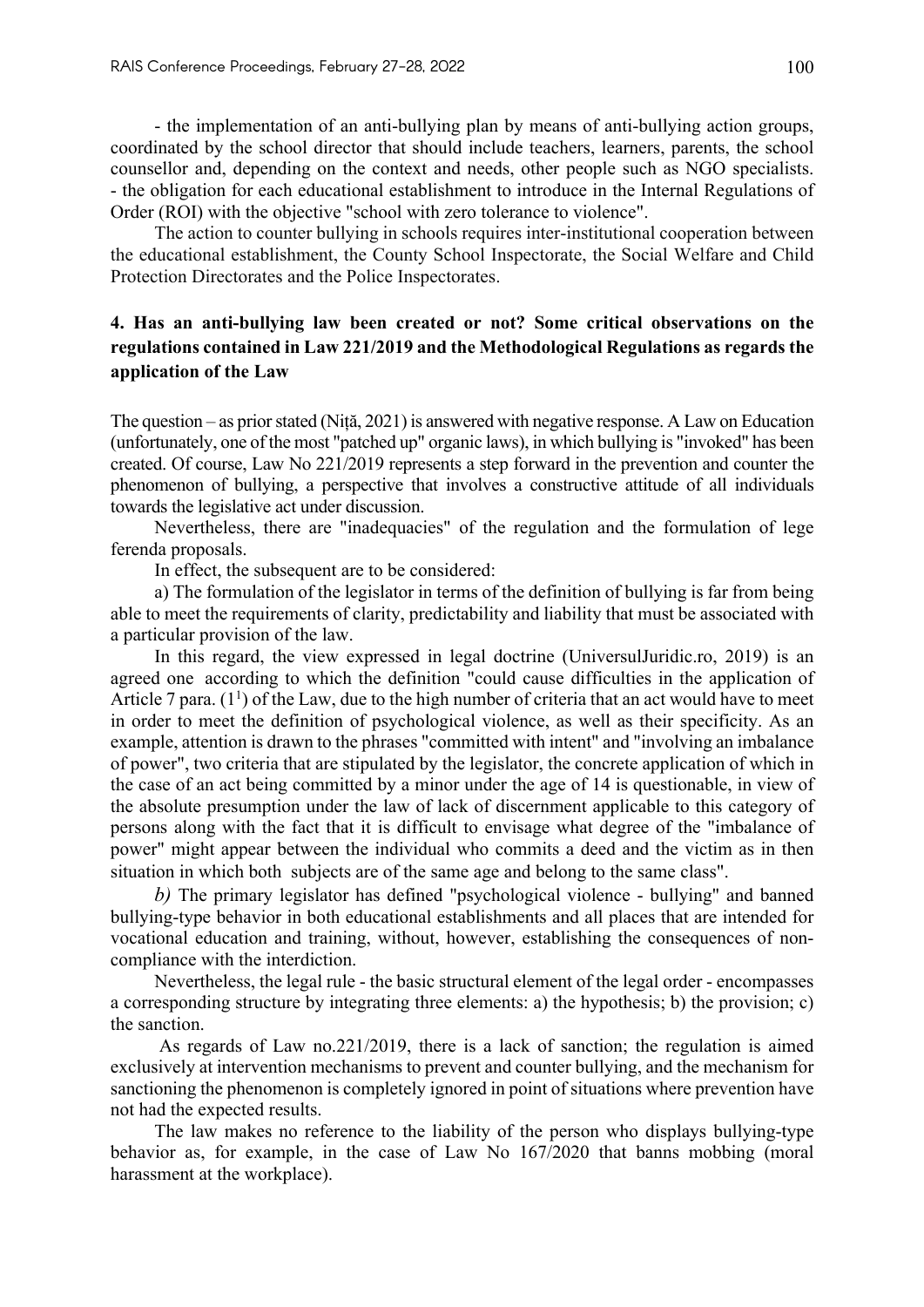- the implementation of an anti-bullying plan by means of anti-bullying action groups, coordinated by the school director that should include teachers, learners, parents, the school counsellor and, depending on the context and needs, other people such as NGO specialists.
- the obligation for each educational establishment to introduce in the Internal Regulations of Order (ROI) with the objective "school with zero tolerance to violence".

The action to counter bullying in schools requires inter-institutional cooperation between the educational establishment, the County School Inspectorate, the Social Welfare and Child Protection Directorates and the Police Inspectorates.

## 4. Has an anti-bullying law been created or not? Some critical observations on the regulations contained in Law 221/2019 and the Methodological Regulations as regards the application of the Law

The question – as prior stated (Niță, 2021) is answered with negative response. A Law on Education (unfortunately, one of the most "patched up" organic laws), in which bullying is "invoked" has been created. Of course, Law No 221/2019 represents a step forward in the prevention and counter the phenomenon of bullying, a perspective that involves a constructive attitude of all individuals towards the legislative act under discussion.

Nevertheless, there are "inadequacies" of the regulation and the formulation of lege ferenda proposals.

In effect, the subsequent are to be considered:

a) The formulation of the legislator in terms of the definition of bullying is far from being able to meet the requirements of clarity, predictability and liability that must be associated with a particular provision of the law.

In this regard, the view expressed in legal doctrine (UniversulJuridic.ro, 2019) is an agreed one according to which the definition "could cause difficulties in the application of Article 7 para. ($1^1$) of the Law, due to the high number of criteria that an act would have to meet in order to meet the definition of psychological violence, as well as their specificity. As an example, attention is drawn to the phrases "committed with intent" and "involving an imbalance of power", two criteria that are stipulated by the legislator, the concrete application of which in the case of an act being committed by a minor under the age of 14 is questionable, in view of the absolute presumption under the law of lack of discernment applicable to this category of persons along with the fact that it is difficult to envisage what degree of the "imbalance of power" might appear between the individual who commits a deed and the victim as in then situation in which both subjects are of the same age and belong to the same class".

*b)* The primary legislator has defined "psychological violence - bullying" and banned bullying-type behavior in both educational establishments and all places that are intended for vocational education and training, without, however, establishing the consequences of non-compliance with the interdiction.

Nevertheless, the legal rule - the basic structural element of the legal order - encompasses a corresponding structure by integrating three elements: a) the hypothesis; b) the provision; c) the sanction.

As regards of Law no.221/2019, there is a lack of sanction; the regulation is aimed exclusively at intervention mechanisms to prevent and counter bullying, and the mechanism for sanctioning the phenomenon is completely ignored in point of situations where prevention have not had the expected results.

The law makes no reference to the liability of the person who displays bullying-type behavior as, for example, in the case of Law No 167/2020 that banns mobbing (moral harassment at the workplace).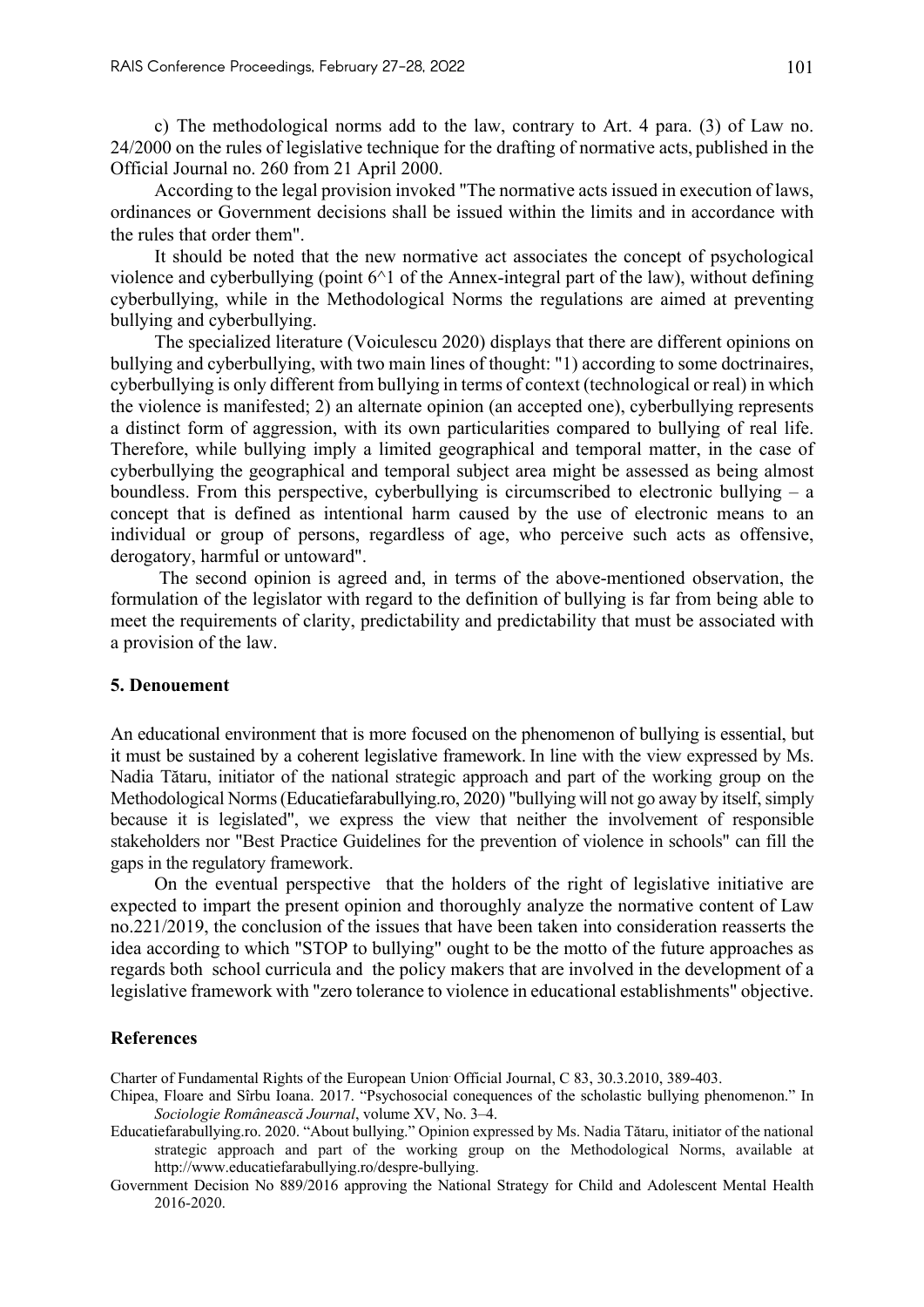c) The methodological norms add to the law, contrary to Art. 4 para. (3) of Law no. 24/2000 on the rules of legislative technique for the drafting of normative acts, published in the Official Journal no. 260 from 21 April 2000.

According to the legal provision invoked "The normative acts issued in execution of laws, ordinances or Government decisions shall be issued within the limits and in accordance with the rules that order them".

It should be noted that the new normative act associates the concept of psychological violence and cyberbullying (point 6^1 of the Annex-integral part of the law), without defining cyberbullying, while in the Methodological Norms the regulations are aimed at preventing bullying and cyberbullying.

The specialized literature (Voiculescu 2020) displays that there are different opinions on bullying and cyberbullying, with two main lines of thought: "1) according to some doctrinaires, cyberbullying is only different from bullying in terms of context (technological or real) in which the violence is manifested; 2) an alternate opinion (an accepted one), cyberbullying represents a distinct form of aggression, with its own particularities compared to bullying of real life. Therefore, while bullying imply a limited geographical and temporal matter, in the case of cyberbullying the geographical and temporal subject area might be assessed as being almost boundless. From this perspective, cyberbullying is circumscribed to electronic bullying – a concept that is defined as intentional harm caused by the use of electronic means to an individual or group of persons, regardless of age, who perceive such acts as offensive, derogatory, harmful or untoward".

The second opinion is agreed and, in terms of the above-mentioned observation, the formulation of the legislator with regard to the definition of bullying is far from being able to meet the requirements of clarity, predictability and predictability that must be associated with a provision of the law.

## 5. Denouement

An educational environment that is more focused on the phenomenon of bullying is essential, but it must be sustained by a coherent legislative framework. In line with the view expressed by Ms. Nadia Tătaru, initiator of the national strategic approach and part of the working group on the Methodological Norms (Educatiefarabullying.ro, 2020) "bullying will not go away by itself, simply because it is legislated", we express the view that neither the involvement of responsible stakeholders nor "Best Practice Guidelines for the prevention of violence in schools" can fill the gaps in the regulatory framework.

On the eventual perspective that the holders of the right of legislative initiative are expected to impart the present opinion and thoroughly analyze the normative content of Law no.221/2019, the conclusion of the issues that have been taken into consideration reasserts the idea according to which "STOP to bullying" ought to be the motto of the future approaches as regards both school curricula and the policy makers that are involved in the development of a legislative framework with "zero tolerance to violence in educational establishments" objective.

## References

Charter of Fundamental Rights of the European Union. Official Journal, C 83, 30.3.2010, 389-403.

Chipea, Floare and Sîrbu Ioana. 2017. "Psychosocial conequences of the scholastic bullying phenomenon." In *Sociologie Românească Journal*, volume XV, No. 3–4.

Educatiefarabullying.ro. 2020. "About bullying." Opinion expressed by Ms. Nadia Tătaru, initiator of the national strategic approach and part of the working group on the Methodological Norms, available at http://www.educatiefarabullying.ro/despre-bullying.

Government Decision No 889/2016 approving the National Strategy for Child and Adolescent Mental Health 2016-2020.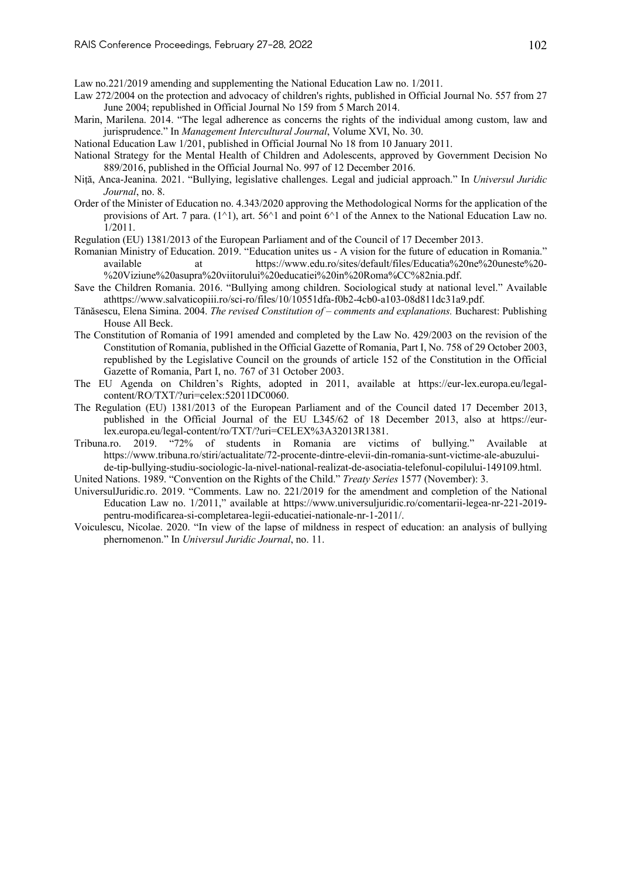Law no.221/2019 amending and supplementing the National Education Law no. 1/2011.

Law 272/2004 on the protection and advocacy of children's rights, published in Official Journal No. 557 from 27 June 2004; republished in Official Journal No 159 from 5 March 2014.

Marin, Marilena. 2014. "The legal adherence as concerns the rights of the individual among custom, law and jurisprudence." In *Management Intercultural Journal*, Volume XVI, No. 30.

National Education Law 1/201, published in Official Journal No 18 from 10 January 2011.

National Strategy for the Mental Health of Children and Adolescents, approved by Government Decision No 889/2016, published in the Official Journal No. 997 of 12 December 2016.

Niță, Anca-Jeanina. 2021. "Bullying, legislative challenges. Legal and judicial approach." In *Universul Juridic Journal*, no. 8.

Order of the Minister of Education no. 4.343/2020 approving the Methodological Norms for the application of the provisions of Art. 7 para. (1^1), art. 56^1 and point 6^1 of the Annex to the National Education Law no. 1/2011.

Regulation (EU) 1381/2013 of the European Parliament and of the Council of 17 December 2013.

Romanian Ministry of Education. 2019. "Education unites us - A vision for the future of education in Romania." available at https://www.edu.ro/sites/default/files/Educatia%20ne%20uneste%20-%20Viziune%20asupra%20viitorului%20educatiei%20in%20Roma%CC%82nia.pdf.

Save the Children Romania. 2016. "Bullying among children. Sociological study at national level." Available athttps://www.salvaticopiii.ro/sci-ro/files/10/10551dfa-f0b2-4cb0-a103-08d811dc31a9.pdf.

Tănăsescu, Elena Simina. 2004. *The revised Constitution of – comments and explanations.* Bucharest: Publishing House All Beck.

The Constitution of Romania of 1991 amended and completed by the Law No. 429/2003 on the revision of the Constitution of Romania, published in the Official Gazette of Romania, Part I, No. 758 of 29 October 2003, republished by the Legislative Council on the grounds of article 152 of the Constitution in the Official Gazette of Romania, Part I, no. 767 of 31 October 2003.

The EU Agenda on Children's Rights, adopted in 2011, available at https://eur-lex.europa.eu/legal-content/RO/TXT/?uri=celex:52011DC0060.

The Regulation (EU) 1381/2013 of the European Parliament and of the Council dated 17 December 2013, published in the Official Journal of the EU L345/62 of 18 December 2013, also at https://eur-lex.europa.eu/legal-content/ro/TXT/?uri=CELEX%3A32013R1381.

Tribuna.ro. 2019. "72% of students in Romania are victims of bullying." Available at https://www.tribuna.ro/stiri/actualitate/72-procente-dintre-elevii-din-romania-sunt-victime-ale-abuzului-de-tip-bullying-studiu-sociologic-la-nivel-national-realizat-de-asociatia-telefonul-copilului-149109.html.

United Nations. 1989. "Convention on the Rights of the Child." *Treaty Series* 1577 (November): 3.

UniversulJuridic.ro. 2019. "Comments. Law no. 221/2019 for the amendment and completion of the National Education Law no. 1/2011," available at https://www.universuljuridic.ro/comentarii-legea-nr-221-2019-pentru-modificarea-si-completarea-legii-educatiei-nationale-nr-1-2011/.

Voiculescu, Nicolae. 2020. "In view of the lapse of mildness in respect of education: an analysis of bullying phernomenon." In *Universul Juridic Journal*, no. 11.